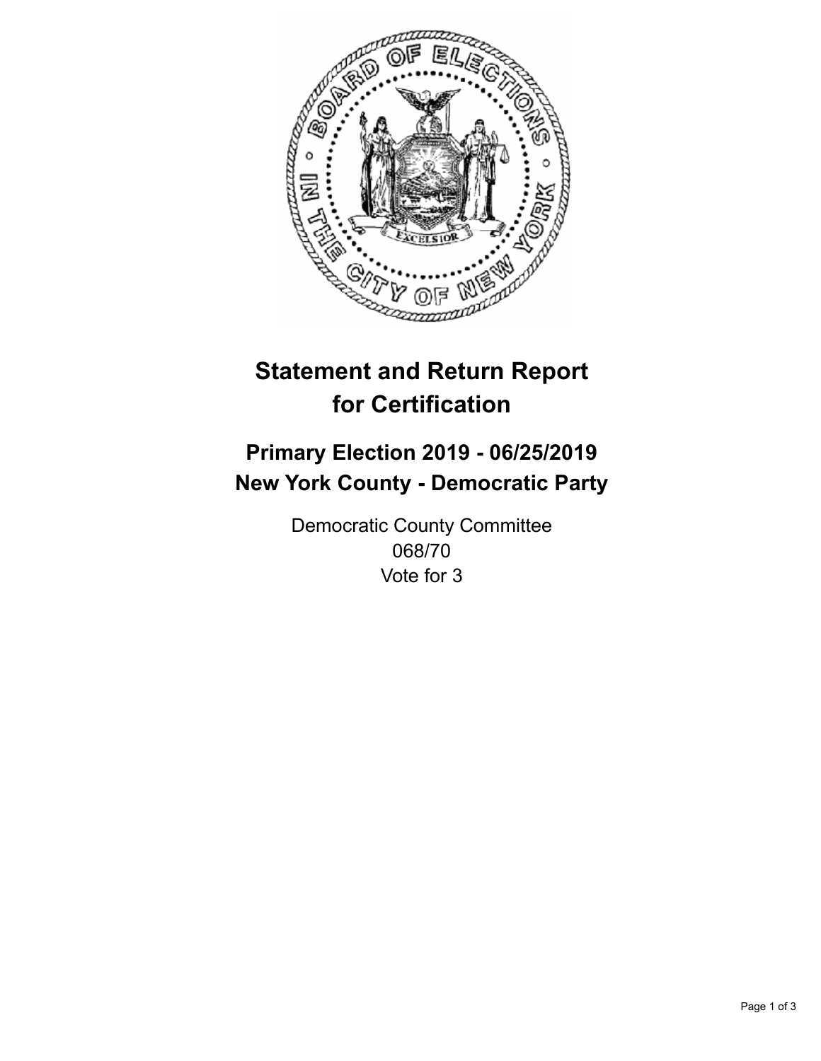# Statement and Return Report for Certification

## Primary Election 2019 - 06/25/2019
## New York County - Democratic Party

Democratic County Committee
068/70
Vote for 3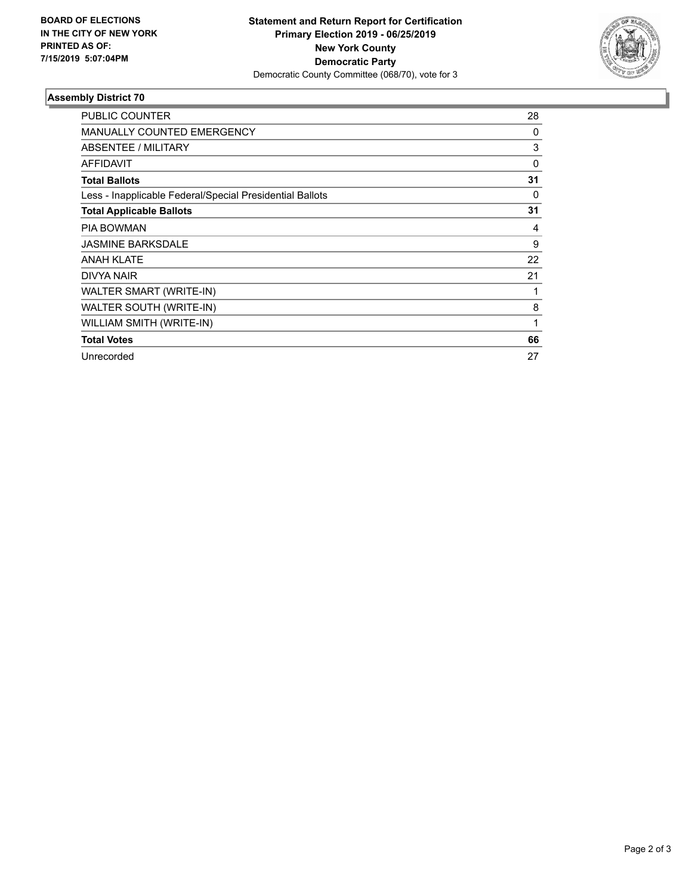**BOARD OF ELECTIONS IN THE CITY OF NEW YORK PRINTED AS OF: 7/15/2019 5:07:04PM**

**Statement and Return Report for Certification**
**Primary Election 2019 - 06/25/2019**
**New York County**
**Democratic Party**
Democratic County Committee (068/70), vote for 3

### Assembly District 70

| | |
|---|---|
| PUBLIC COUNTER | 28 |
| MANUALLY COUNTED EMERGENCY | 0 |
| ABSENTEE / MILITARY | 3 |
| AFFIDAVIT | 0 |
| **Total Ballots** | **31** |
| Less - Inapplicable Federal/Special Presidential Ballots | 0 |
| **Total Applicable Ballots** | **31** |
| PIA BOWMAN | 4 |
| JASMINE BARKSDALE | 9 |
| ANAH KLATE | 22 |
| DIVYA NAIR | 21 |
| WALTER SMART (WRITE-IN) | 1 |
| WALTER SOUTH (WRITE-IN) | 8 |
| WILLIAM SMITH (WRITE-IN) | 1 |
| **Total Votes** | **66** |
| Unrecorded | 27 |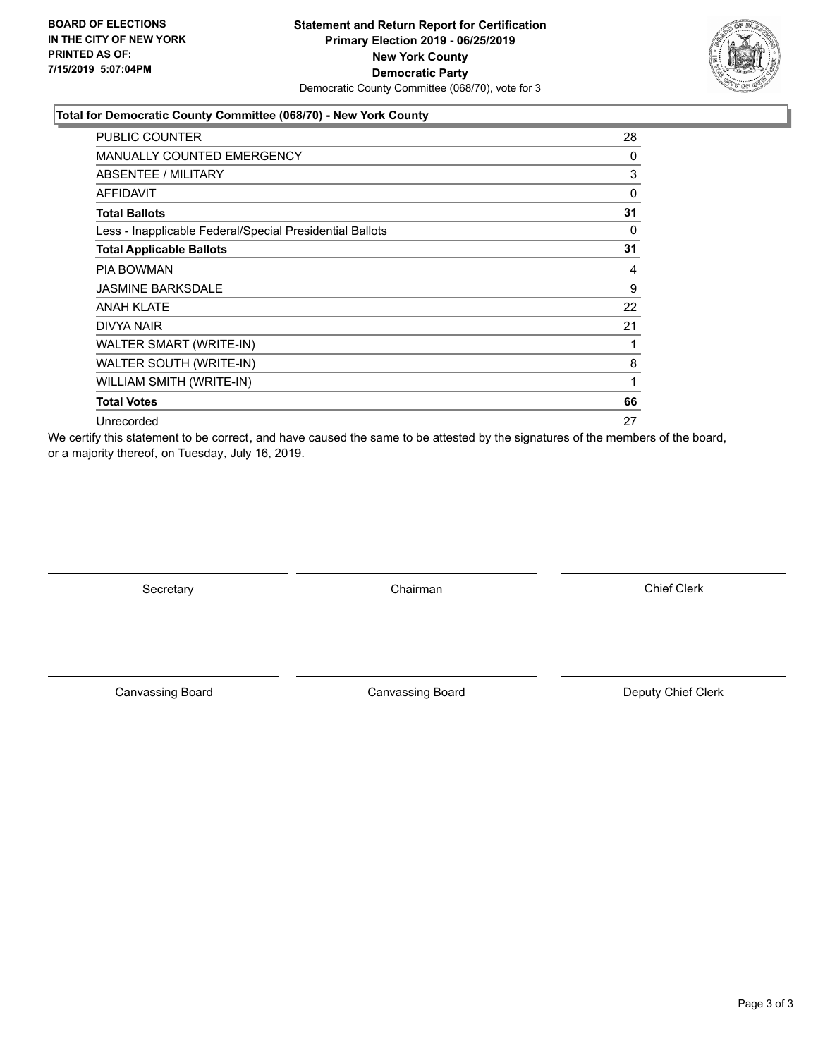**BOARD OF ELECTIONS IN THE CITY OF NEW YORK PRINTED AS OF: 7/15/2019 5:07:04PM**

**Statement and Return Report for Certification**
**Primary Election 2019 - 06/25/2019**
**New York County**
**Democratic Party**
Democratic County Committee (068/70), vote for 3

### Total for Democratic County Committee (068/70) - New York County

| | |
|---|---|
| PUBLIC COUNTER | 28 |
| MANUALLY COUNTED EMERGENCY | 0 |
| ABSENTEE / MILITARY | 3 |
| AFFIDAVIT | 0 |
| **Total Ballots** | **31** |
| Less - Inapplicable Federal/Special Presidential Ballots | 0 |
| **Total Applicable Ballots** | **31** |
| PIA BOWMAN | 4 |
| JASMINE BARKSDALE | 9 |
| ANAH KLATE | 22 |
| DIVYA NAIR | 21 |
| WALTER SMART (WRITE-IN) | 1 |
| WALTER SOUTH (WRITE-IN) | 8 |
| WILLIAM SMITH (WRITE-IN) | 1 |
| **Total Votes** | **66** |
| Unrecorded | 27 |

We certify this statement to be correct, and have caused the same to be attested by the signatures of the members of the board, or a majority thereof, on Tuesday, July 16, 2019.

Secretary | Chairman | Chief Clerk

Canvassing Board | Canvassing Board | Deputy Chief Clerk